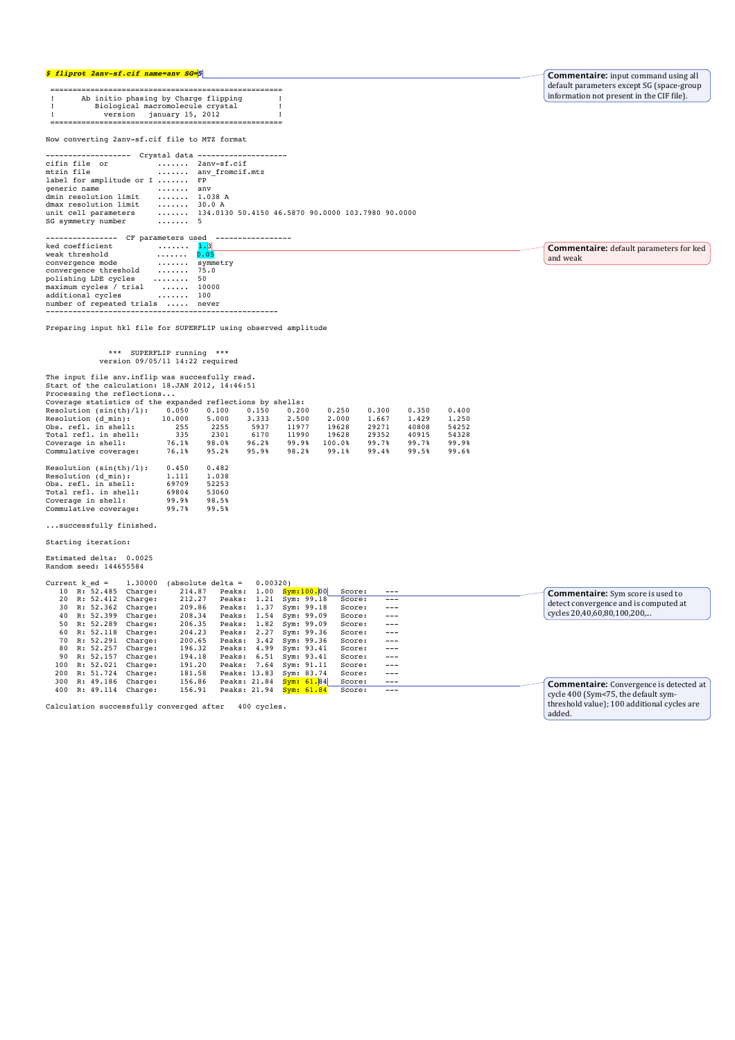```
$ fliprot 2anv-sf.cif name=anv SG=5

 ====================================================
 !      Ab initio phasing by Charge flipping        !
 !         Biological macromolecule crystal         !
 !           version   january 15, 2012             !
 ====================================================

Now converting 2anv-sf.cif file to MTZ format

------------------  Crystal data --------------------
cifin file  or          .......  2anv-sf.cif
mtzin file              .......  anv_fromcif.mtz
label for amplitude or I .......  FP
generic name            .......  anv
dmin resolution limit   .......  1.038 A
dmax resolution limit   .......  30.0 A
unit cell parameters    .......  134.0130 50.4150 46.5870 90.0000 103.7980 90.0000
SG symmetry number      .......  5

---------------  CF parameters used  ----------------
ked coefficient          .......  1.3
weak threshold           .......  0.05
convergence mode         .......  symmetry
convergence threshold    .......  75.0
polishing LDE cycles    ........  50
maximum cycles / trial    ......  10000
additional cycles        .......  100
number of repeated trials  .....  never
----------------------------------------------------

Preparing input hkl file for SUPERFLIP using observed amplitude


              ***  SUPERFLIP running  ***
            version 09/05/11 14:22 required

The input file anv.inflip was succesfully read.
Start of the calculation: 18.JAN 2012, 14:46:51
Processing the reflections...
Coverage statistics of the expanded reflections by shells:
Resolution (sin(th)/l):    0.050    0.100    0.150    0.200    0.250    0.300    0.350    0.400
Resolution (d_min):       10.000    5.000    3.333    2.500    2.000    1.667    1.429    1.250
Obs. refl. in shell:         255     2255     5937    11977    19628    29271    40808    54252
Total refl. in shell:        335     2301     6170    11990    19628    29352    40915    54328
Coverage in shell:         76.1%    98.0%    96.2%    99.9%   100.0%    99.7%    99.7%    99.9%
Commulative coverage:      76.1%    95.2%    95.9%    98.2%    99.1%    99.4%    99.5%    99.6%

Resolution (sin(th)/l):    0.450    0.482
Resolution (d_min):        1.111    1.038
Obs. refl. in shell:       69709    52253
Total refl. in shell:      69804    53060
Coverage in shell:         99.9%    98.5%
Commulative coverage:      99.7%    99.5%

...successfully finished.

Starting iteration:

Estimated delta:  0.0025
Random seed: 144655584

Current k_ed =     1.30000  (absolute delta =    0.00320)
   10  R: 52.485  Charge:     214.87   Peaks:  1.00  Sym:100.00   Score:    ---
   20  R: 52.412  Charge:     212.27   Peaks:  1.21  Sym: 99.18   Score:    ---
   30  R: 52.362  Charge:     209.86   Peaks:  1.37  Sym: 99.18   Score:    ---
   40  R: 52.399  Charge:     208.34   Peaks:  1.54  Sym: 99.09   Score:    ---
   50  R: 52.289  Charge:     206.35   Peaks:  1.82  Sym: 99.09   Score:    ---
   60  R: 52.118  Charge:     204.23   Peaks:  2.27  Sym: 99.36   Score:    ---
   70  R: 52.291  Charge:     200.65   Peaks:  3.42  Sym: 99.36   Score:    ---
   80  R: 52.257  Charge:     196.32   Peaks:  4.99  Sym: 93.41   Score:    ---
   90  R: 52.157  Charge:     194.18   Peaks:  6.51  Sym: 93.41   Score:    ---
  100  R: 52.021  Charge:     191.20   Peaks:  7.64  Sym: 91.11   Score:    ---
  200  R: 51.724  Charge:     181.58   Peaks: 13.83  Sym: 83.74   Score:    ---
  300  R: 49.186  Charge:     156.86   Peaks: 21.84  Sym: 61.84   Score:    ---
  400  R: 49.114  Charge:     156.91   Peaks: 21.94  Sym: 61.84   Score:    ---

Calculation successfully converged after   400 cycles.
```

**Commentaire:** input command using all default parameters except SG (space-group information not present in the CIF file).

**Commentaire:** default parameters for ked and weak

**Commentaire:** Sym score is used to detect convergence and is computed at cycles 20,40,60,80,100,200,...

**Commentaire:** Convergence is detected at cycle 400 (Sym<75, the default sym-threshold value); 100 additional cycles are added.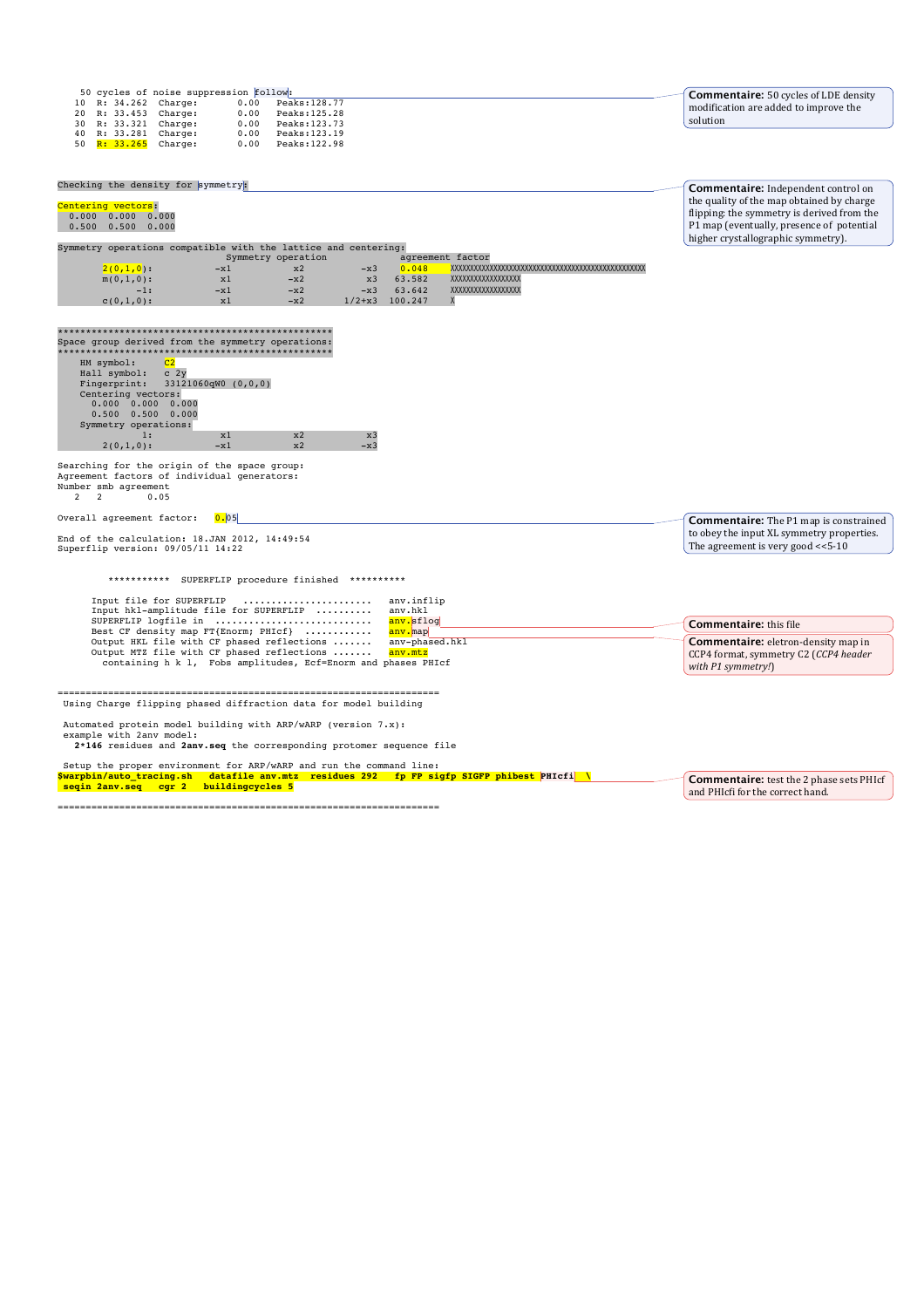```
    50 cycles of noise suppression follow:
   10  R: 34.262  Charge:       0.00   Peaks:128.77
   20  R: 33.453  Charge:       0.00   Peaks:125.28
   30  R: 33.321  Charge:       0.00   Peaks:123.73
   40  R: 33.281  Charge:       0.00   Peaks:123.19
   50  R: 33.265  Charge:       0.00   Peaks:122.98
```

**Commentaire:** 50 cycles of LDE density modification are added to improve the solution

```
Checking the density for symmetry:

Centering vectors:
  0.000  0.000  0.000
  0.500  0.500  0.000

Symmetry operations compatible with the lattice and centering:
                              Symmetry operation           agreement factor
       2(0,1,0):            -x1          x2          -x3    0.048    XXXXXXXXXXXXXXXXXXXXXXXXXXXXXXXXXXXXXXXXXXXXXXXXXX
       m(0,1,0):             x1         -x2           x3   63.582    XXXXXXXXXXXXXXXXXX
            -1:             -x1         -x2          -x3   63.642    XXXXXXXXXXXXXXXXXX
       c(0,1,0):             x1         -x2       1/2+x3  100.247    X
```

**Commentaire:** Independent control on the quality of the map obtained by charge flipping: the symmetry is derived from the P1 map (eventually, presence of potential higher crystallographic symmetry).

```
**************************************************
Space group derived from the symmetry operations:
**************************************************
    HM symbol:      C2
    Hall symbol:    c 2y
    Fingerprint:    33121060qW0 (0,0,0)
    Centering vectors:
      0.000  0.000  0.000
      0.500  0.500  0.000
    Symmetry operations:
             1:             x1          x2           x3
       2(0,1,0):           -x1          x2          -x3

Searching for the origin of the space group:
Agreement factors of individual generators:
Number smb agreement
   2    2        0.05

Overall agreement factor:    0.05

End of the calculation: 18.JAN 2012, 14:49:54
Superflip version: 09/05/11 14:22
```

**Commentaire:** The P1 map is constrained to obey the input XL symmetry properties. The agreement is very good <<5-10

```
         ***********  SUPERFLIP procedure finished  **********

      Input file for SUPERFLIP   .......................   anv.inflip
      Input hkl-amplitude file for SUPERFLIP  ..........   anv.hkl
      SUPERFLIP logfile in  ............................   anv.sflog
      Best CF density map FT{Enorm; PHIcf}  ............   anv.map
      Output HKL file with CF phased reflections .......   anv-phased.hkl
      Output MTZ file with CF phased reflections .......   anv.mtz
        containing h k l,  Fobs amplitudes, Ecf=Enorm and phases PHIcf
```

**Commentaire:** this file

**Commentaire:** eletron-density map in CCP4 format, symmetry C2 (*CCP4 header with P1 symmetry!*)

```
==================================================================
 Using Charge flipping phased diffraction data for model building

 Automated protein model building with ARP/wARP (version 7.x):
 example with 2anv model:
   2*146 residues and 2anv.seq the corresponding protomer sequence file

 Setup the proper environment for ARP/wARP and run the command line:
$warpbin/auto_tracing.sh   datafile anv.mtz  residues 292   fp FP sigfp SIGFP phibest PHIcfi  \
 seqin 2anv.seq   cgr 2   buildingcycles 5

==================================================================
```

**Commentaire:** test the 2 phase sets PHIcf and PHIcfi for the correct hand.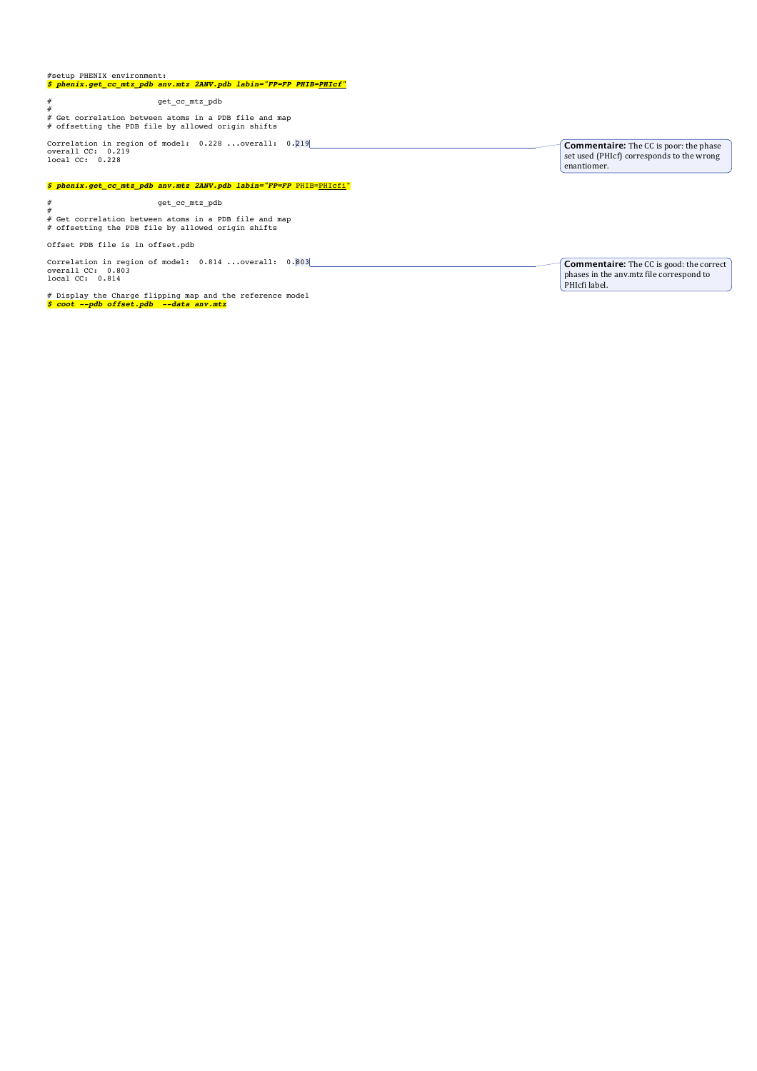```
#setup PHENIX environment:
$ phenix.get_cc_mtz_pdb anv.mtz 2ANV.pdb labin="FP=FP PHIB=PHIcf"

#                        get_cc_mtz_pdb
#
# Get correlation between atoms in a PDB file and map
# offsetting the PDB file by allowed origin shifts

Correlation in region of model:  0.228 ...overall:  0.219
overall CC:  0.219
local CC:  0.228
```

**Commentaire:** The CC is poor: the phase set used (PHIcf) corresponds to the wrong enantiomer.

```
$ phenix.get_cc_mtz_pdb anv.mtz 2ANV.pdb labin="FP=FP PHIB=PHIcfi"

#                        get_cc_mtz_pdb
#
# Get correlation between atoms in a PDB file and map
# offsetting the PDB file by allowed origin shifts

Offset PDB file is in offset.pdb

Correlation in region of model:  0.814 ...overall:  0.803
overall CC:  0.803
local CC:  0.814
```

**Commentaire:** The CC is good: the correct phases in the anv.mtz file correspond to PHIcfi label.

```
# Display the Charge flipping map and the reference model
$ coot --pdb offset.pdb  --data anv.mtz
```